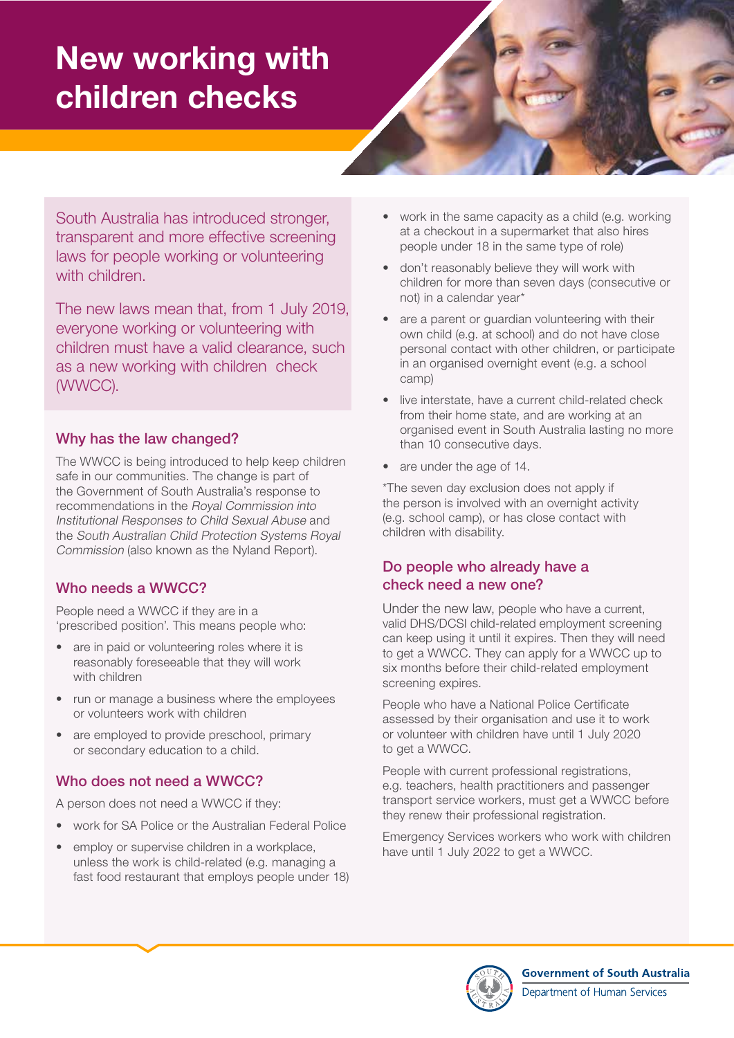# New working with children checks

South Australia has introduced stronger, transparent and more effective screening laws for people working or volunteering with children.

The new laws mean that, from 1 July 2019, everyone working or volunteering with children must have a valid clearance, such as a new working with children check (WWCC).

## Why has the law changed?

The WWCC is being introduced to help keep children safe in our communities. The change is part of the Government of South Australia's response to recommendations in the *Royal Commission into Institutional Responses to Child Sexual Abuse* and the *South Australian Child Protection Systems Royal Commission* (also known as the Nyland Report).

## Who needs a WWCC?

People need a WWCC if they are in a 'prescribed position'. This means people who:

- are in paid or volunteering roles where it is reasonably foreseeable that they will work with children
- run or manage a business where the employees or volunteers work with children
- are employed to provide preschool, primary or secondary education to a child.

## Who does not need a WWCC?

A person does not need a WWCC if they:

- work for SA Police or the Australian Federal Police
- employ or supervise children in a workplace, unless the work is child-related (e.g. managing a fast food restaurant that employs people under 18)
- work in the same capacity as a child (e.g. working at a checkout in a supermarket that also hires people under 18 in the same type of role)
- don't reasonably believe they will work with children for more than seven days (consecutive or not) in a calendar year*
- are a parent or guardian volunteering with their own child (e.g. at school) and do not have close personal contact with other children, or participate in an organised overnight event (e.g. a school camp)
- live interstate, have a current child-related check from their home state, and are working at an organised event in South Australia lasting no more than 10 consecutive days.
- are under the age of 14.

*The seven day exclusion does not apply if the person is involved with an overnight activity (e.g. school camp), or has close contact with children with disability.

## Do people who already have a check need a new one?

Under the new law, people who have a current, valid DHS/DCSI child-related employment screening can keep using it until it expires. Then they will need to get a WWCC. They can apply for a WWCC up to six months before their child-related employment screening expires.

People who have a National Police Certificate assessed by their organisation and use it to work or volunteer with children have until 1 July 2020 to get a WWCC.

People with current professional registrations, e.g. teachers, health practitioners and passenger transport service workers, must get a WWCC before they renew their professional registration.

Emergency Services workers who work with children have until 1 July 2022 to get a WWCC.

Government of South Australia
Department of Human Services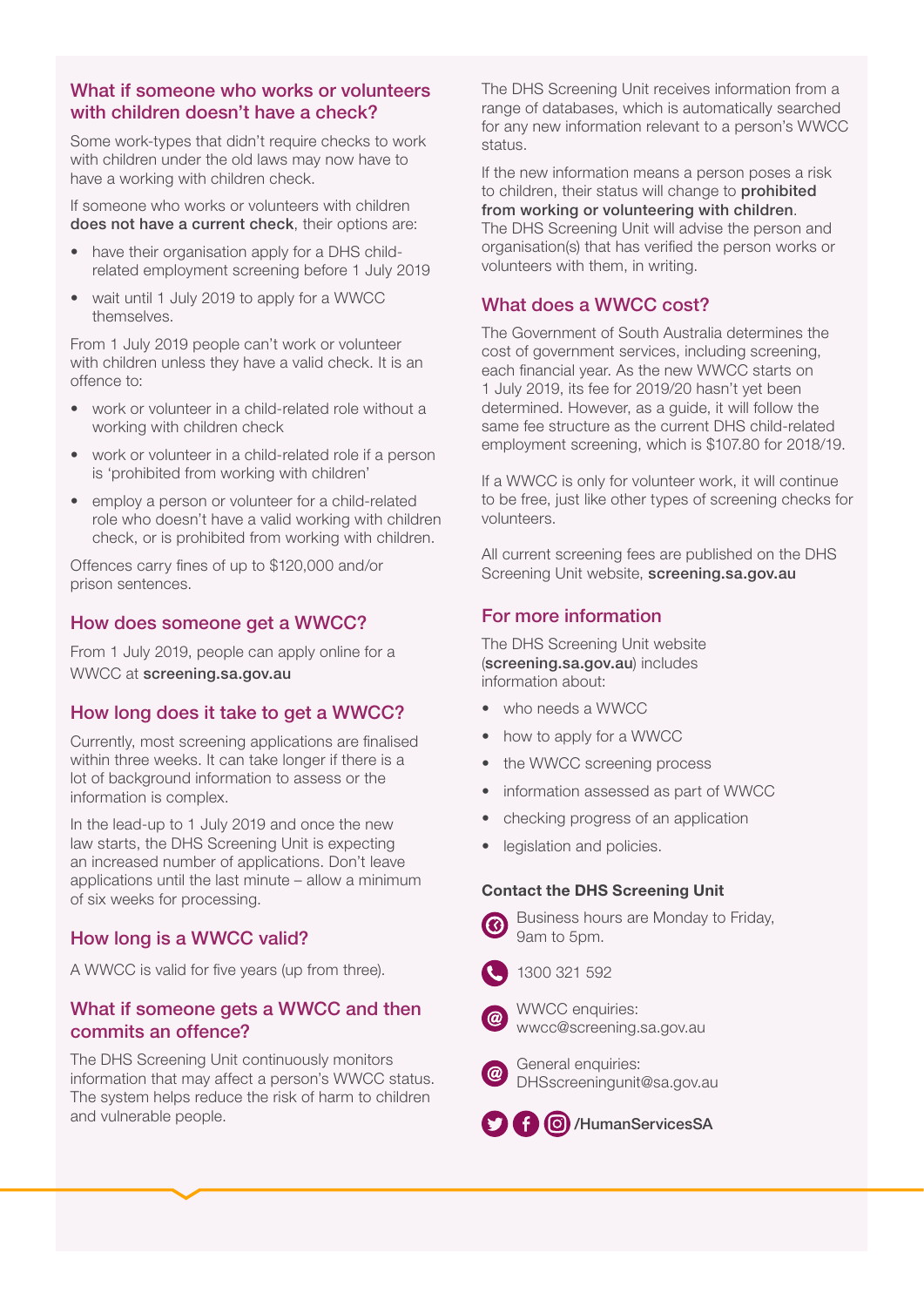## What if someone who works or volunteers with children doesn't have a check?

Some work-types that didn't require checks to work with children under the old laws may now have to have a working with children check.

If someone who works or volunteers with children **does not have a current check**, their options are:

- have their organisation apply for a DHS child-related employment screening before 1 July 2019
- wait until 1 July 2019 to apply for a WWCC themselves.

From 1 July 2019 people can't work or volunteer with children unless they have a valid check. It is an offence to:

- work or volunteer in a child-related role without a working with children check
- work or volunteer in a child-related role if a person is 'prohibited from working with children'
- employ a person or volunteer for a child-related role who doesn't have a valid working with children check, or is prohibited from working with children.

Offences carry fines of up to $120,000 and/or prison sentences.

## How does someone get a WWCC?

From 1 July 2019, people can apply online for a WWCC at **screening.sa.gov.au**

## How long does it take to get a WWCC?

Currently, most screening applications are finalised within three weeks. It can take longer if there is a lot of background information to assess or the information is complex.

In the lead-up to 1 July 2019 and once the new law starts, the DHS Screening Unit is expecting an increased number of applications. Don't leave applications until the last minute – allow a minimum of six weeks for processing.

## How long is a WWCC valid?

A WWCC is valid for five years (up from three).

## What if someone gets a WWCC and then commits an offence?

The DHS Screening Unit continuously monitors information that may affect a person's WWCC status. The system helps reduce the risk of harm to children and vulnerable people.

The DHS Screening Unit receives information from a range of databases, which is automatically searched for any new information relevant to a person's WWCC status.

If the new information means a person poses a risk to children, their status will change to **prohibited from working or volunteering with children**. The DHS Screening Unit will advise the person and organisation(s) that has verified the person works or volunteers with them, in writing.

## What does a WWCC cost?

The Government of South Australia determines the cost of government services, including screening, each financial year. As the new WWCC starts on 1 July 2019, its fee for 2019/20 hasn't yet been determined. However, as a guide, it will follow the same fee structure as the current DHS child-related employment screening, which is $107.80 for 2018/19.

If a WWCC is only for volunteer work, it will continue to be free, just like other types of screening checks for volunteers.

All current screening fees are published on the DHS Screening Unit website, **screening.sa.gov.au**

## For more information

The DHS Screening Unit website (**screening.sa.gov.au**) includes information about:

- who needs a WWCC
- how to apply for a WWCC
- the WWCC screening process
- information assessed as part of WWCC
- checking progress of an application
- legislation and policies.

**Contact the DHS Screening Unit**

Business hours are Monday to Friday, 9am to 5pm.

1300 321 592

WWCC enquiries: wwcc@screening.sa.gov.au

General enquiries: DHSscreeningunit@sa.gov.au

**/HumanServicesSA**